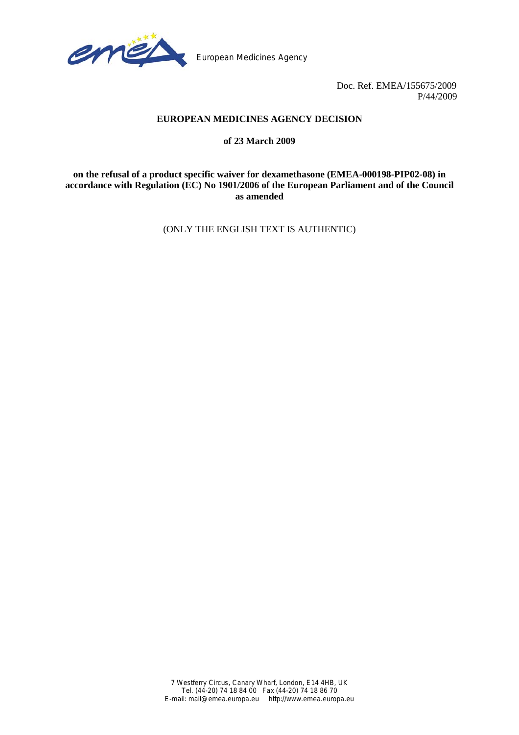European Medicines Agency

Doc. Ref. EMEA/155675/2009
P/44/2009

**EUROPEAN MEDICINES AGENCY DECISION**

**of 23 March 2009**

**on the refusal of a product specific waiver for dexamethasone (EMEA-000198-PIP02-08) in accordance with Regulation (EC) No 1901/2006 of the European Parliament and of the Council as amended**

(ONLY THE ENGLISH TEXT IS AUTHENTIC)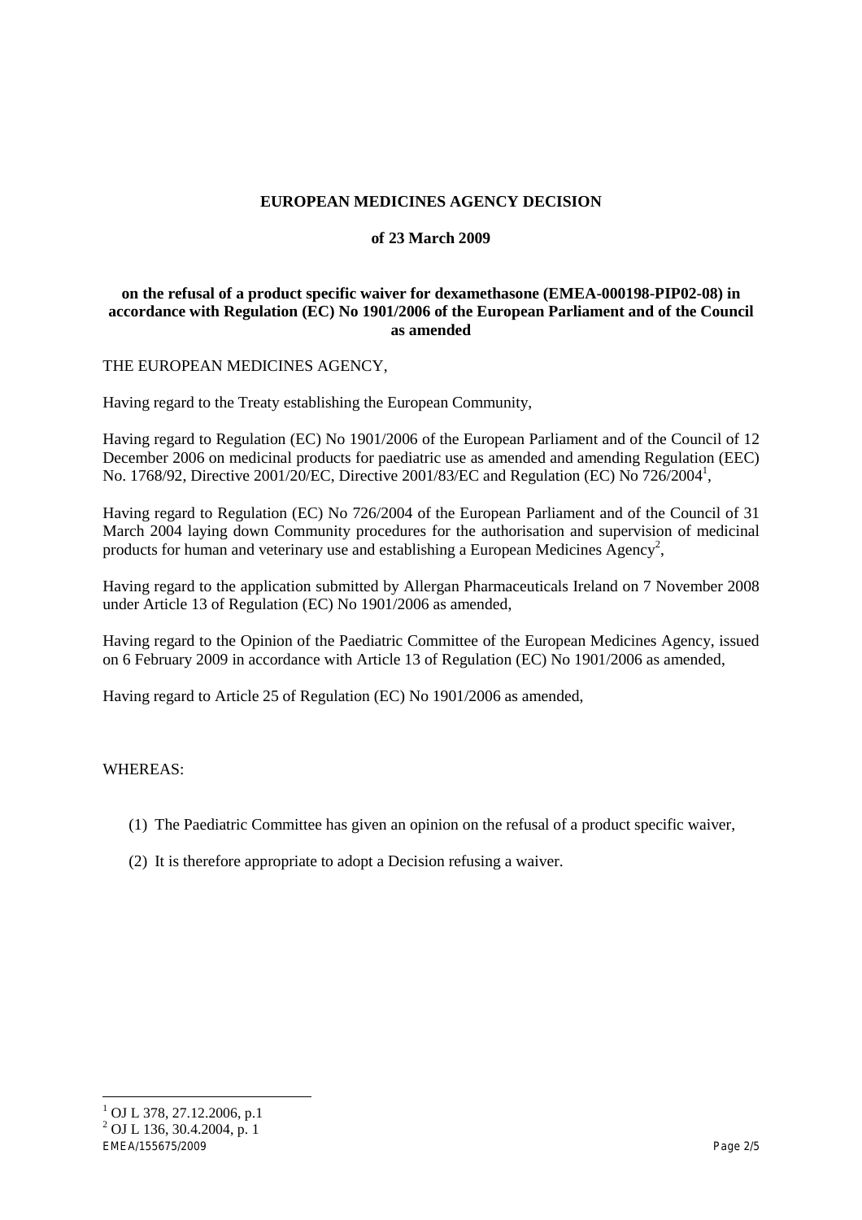**EUROPEAN MEDICINES AGENCY DECISION**

**of 23 March 2009**

**on the refusal of a product specific waiver for dexamethasone (EMEA-000198-PIP02-08) in accordance with Regulation (EC) No 1901/2006 of the European Parliament and of the Council as amended**

THE EUROPEAN MEDICINES AGENCY,

Having regard to the Treaty establishing the European Community,

Having regard to Regulation (EC) No 1901/2006 of the European Parliament and of the Council of 12 December 2006 on medicinal products for paediatric use as amended and amending Regulation (EEC) No. 1768/92, Directive 2001/20/EC, Directive 2001/83/EC and Regulation (EC) No 726/2004[1],

Having regard to Regulation (EC) No 726/2004 of the European Parliament and of the Council of 31 March 2004 laying down Community procedures for the authorisation and supervision of medicinal products for human and veterinary use and establishing a European Medicines Agency[2],

Having regard to the application submitted by Allergan Pharmaceuticals Ireland on 7 November 2008 under Article 13 of Regulation (EC) No 1901/2006 as amended,

Having regard to the Opinion of the Paediatric Committee of the European Medicines Agency, issued on 6 February 2009 in accordance with Article 13 of Regulation (EC) No 1901/2006 as amended,

Having regard to Article 25 of Regulation (EC) No 1901/2006 as amended,

WHEREAS:

(1) The Paediatric Committee has given an opinion on the refusal of a product specific waiver,

(2) It is therefore appropriate to adopt a Decision refusing a waiver.

---

[1] OJ L 378, 27.12.2006, p.1

[2] OJ L 136, 30.4.2004, p. 1

EMEA/155675/2009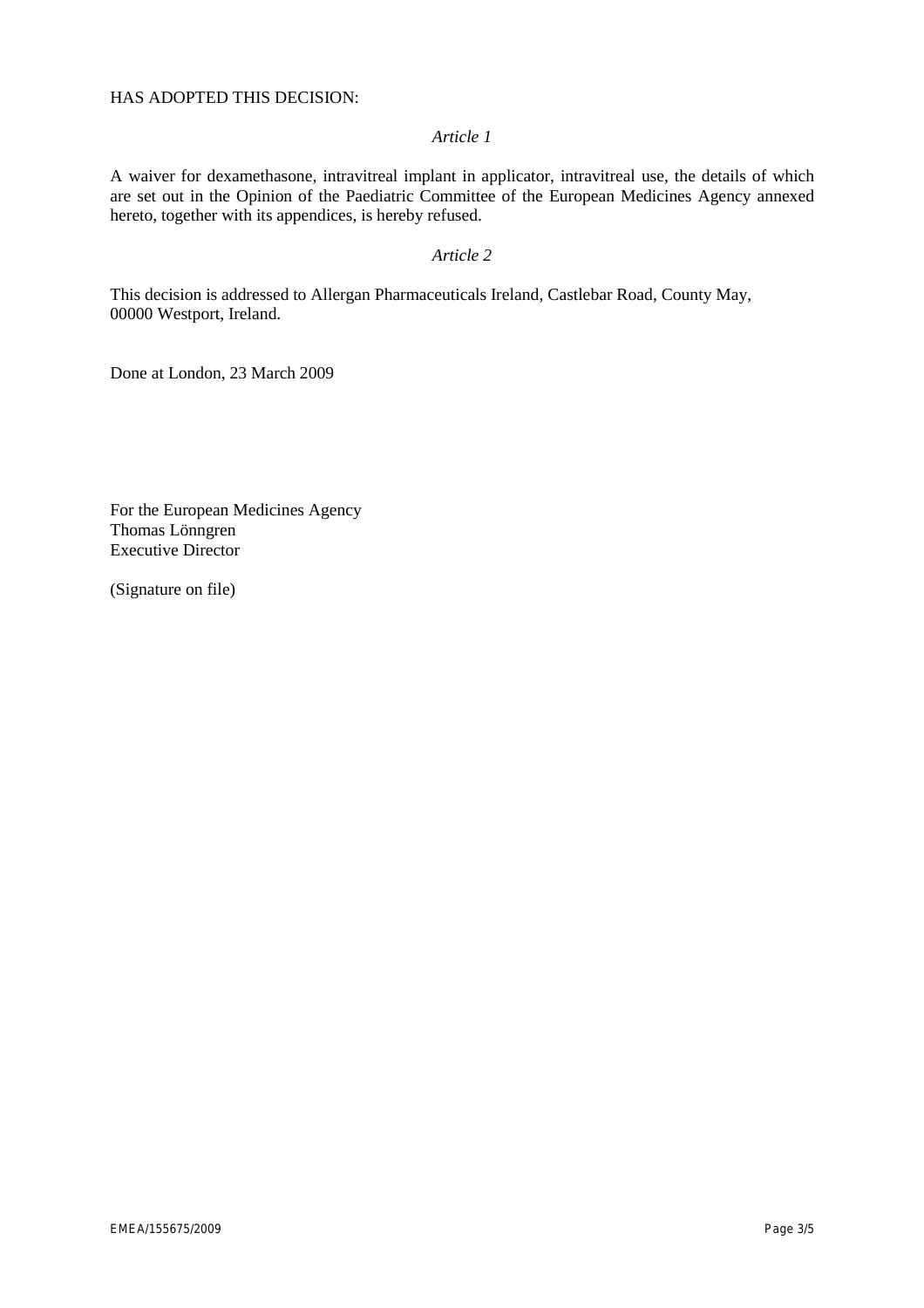HAS ADOPTED THIS DECISION:

*Article 1*

A waiver for dexamethasone, intravitreal implant in applicator, intravitreal use, the details of which are set out in the Opinion of the Paediatric Committee of the European Medicines Agency annexed hereto, together with its appendices, is hereby refused.

*Article 2*

This decision is addressed to Allergan Pharmaceuticals Ireland, Castlebar Road, County May, 00000 Westport, Ireland.

Done at London, 23 March 2009

For the European Medicines Agency
Thomas Lönngren
Executive Director

(Signature on file)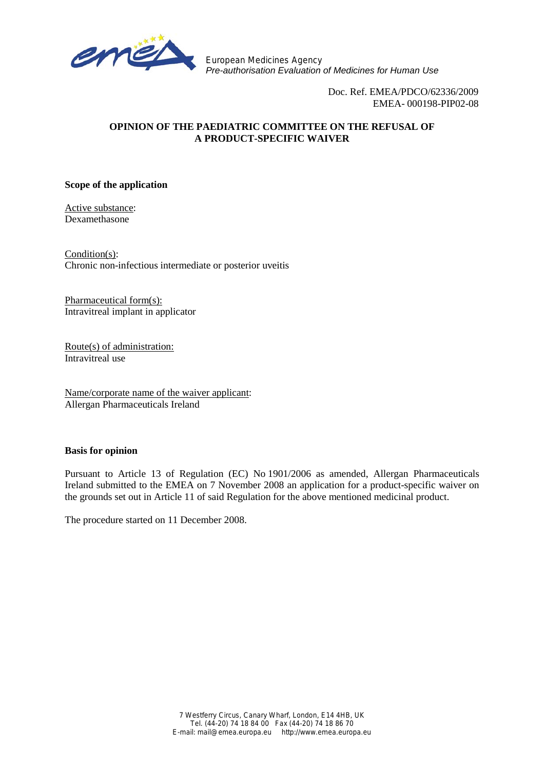European Medicines Agency
*Pre-authorisation Evaluation of Medicines for Human Use*

Doc. Ref. EMEA/PDCO/62336/2009
EMEA- 000198-PIP02-08

## OPINION OF THE PAEDIATRIC COMMITTEE ON THE REFUSAL OF A PRODUCT-SPECIFIC WAIVER

### Scope of the application

Active substance:
Dexamethasone

Condition(s):
Chronic non-infectious intermediate or posterior uveitis

Pharmaceutical form(s):
Intravitreal implant in applicator

Route(s) of administration:
Intravitreal use

Name/corporate name of the waiver applicant:
Allergan Pharmaceuticals Ireland

### Basis for opinion

Pursuant to Article 13 of Regulation (EC) No 1901/2006 as amended, Allergan Pharmaceuticals Ireland submitted to the EMEA on 7 November 2008 an application for a product-specific waiver on the grounds set out in Article 11 of said Regulation for the above mentioned medicinal product.

The procedure started on 11 December 2008.

7 Westferry Circus, Canary Wharf, London, E14 4HB, UK
Tel. (44-20) 74 18 84 00 Fax (44-20) 74 18 86 70
E-mail: mail@emea.europa.eu http://www.emea.europa.eu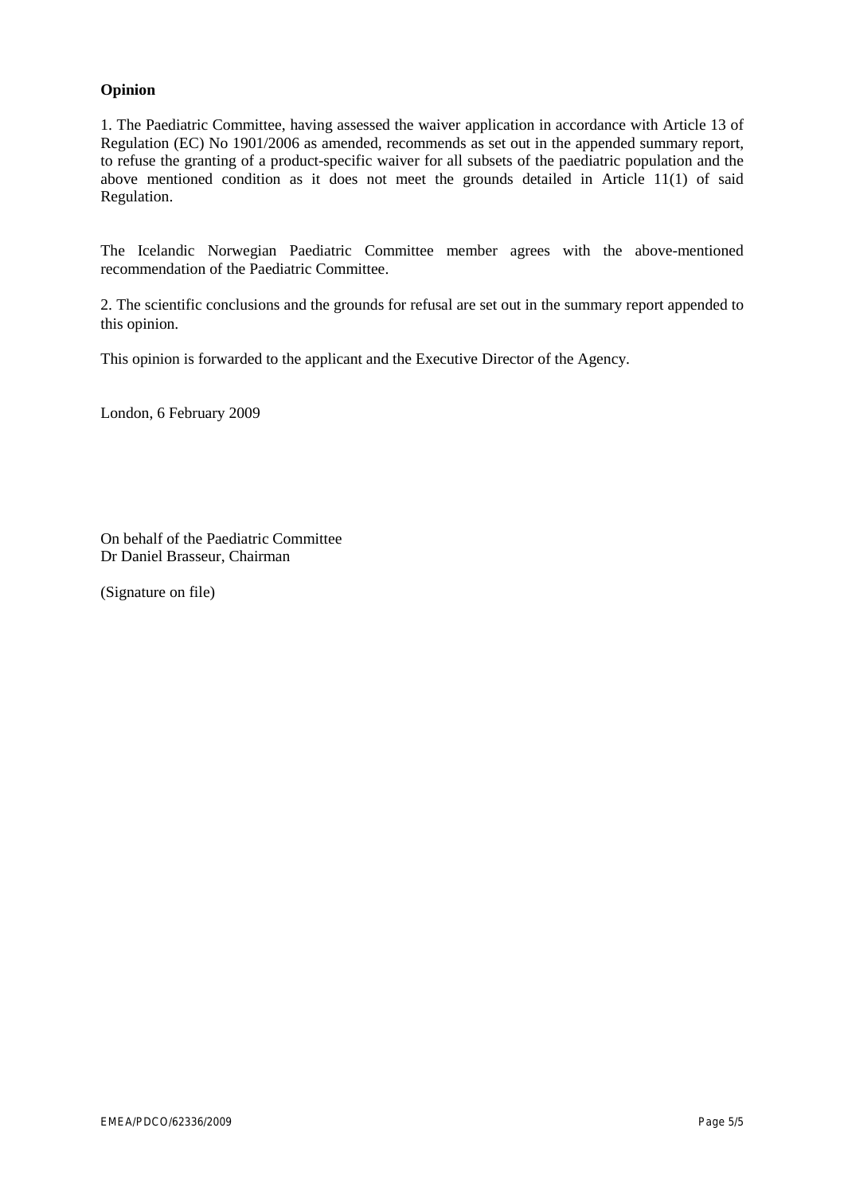**Opinion**

1. The Paediatric Committee, having assessed the waiver application in accordance with Article 13 of Regulation (EC) No 1901/2006 as amended, recommends as set out in the appended summary report, to refuse the granting of a product-specific waiver for all subsets of the paediatric population and the above mentioned condition as it does not meet the grounds detailed in Article 11(1) of said Regulation.

The Icelandic Norwegian Paediatric Committee member agrees with the above-mentioned recommendation of the Paediatric Committee.

2. The scientific conclusions and the grounds for refusal are set out in the summary report appended to this opinion.

This opinion is forwarded to the applicant and the Executive Director of the Agency.

London, 6 February 2009

On behalf of the Paediatric Committee
Dr Daniel Brasseur, Chairman

(Signature on file)

EMEA/PDCO/62336/2009